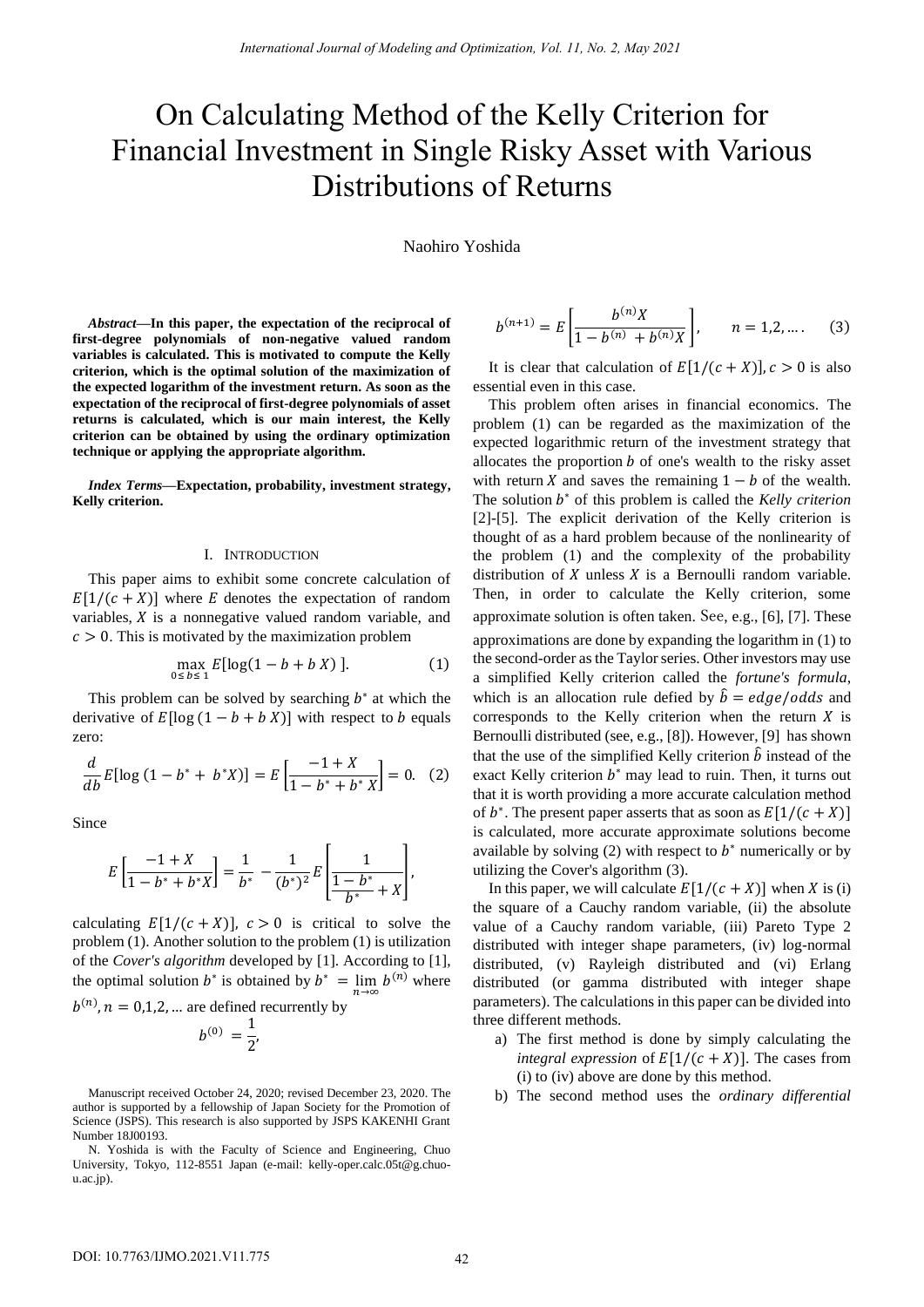# On Calculating Method of the Kelly Criterion for Financial Investment in Single Risky Asset with Various Distributions of Returns

Naohiro Yoshida

***Abstract*—In this paper, the expectation of the reciprocal of first-degree polynomials of non-negative valued random variables is calculated. This is motivated to compute the Kelly criterion, which is the optimal solution of the maximization of the expected logarithm of the investment return. As soon as the expectation of the reciprocal of first-degree polynomials of asset returns is calculated, which is our main interest, the Kelly criterion can be obtained by using the ordinary optimization technique or applying the appropriate algorithm.**

***Index Terms*—Expectation, probability, investment strategy, Kelly criterion.**

## I. Introduction

This paper aims to exhibit some concrete calculation of $E[1/(c+X)]$ where $E$ denotes the expectation of random variables, $X$ is a nonnegative valued random variable, and $c > 0$. This is motivated by the maximization problem

$$\max_{0 \leq b \leq 1} E[\log(1 - b + b\,X)\,]. \tag{1}$$

This problem can be solved by searching $b^*$ at which the derivative of $E[\log(1 - b + b\,X)]$ with respect to $b$ equals zero:

$$\frac{d}{db} E[\log(1 - b^* + b^* X)] = E\left[\frac{-1+X}{1-b^*+b^*\,X}\right] = 0. \tag{2}$$

Since

$$E\left[\frac{-1+X}{1-b^*+b^*X}\right] = \frac{1}{b^*} - \frac{1}{(b^*)^2} E\left[\frac{1}{\frac{1-b^*}{b^*}+X}\right],$$

calculating $E[1/(c+X)]$, $c > 0$ is critical to solve the problem (1). Another solution to the problem (1) is utilization of the *Cover's algorithm* developed by [1]. According to [1], the optimal solution $b^*$ is obtained by $b^* = \lim_{n\to\infty} b^{(n)}$ where $b^{(n)}, n = 0,1,2,\ldots$ are defined recurrently by

$$b^{(0)} = \frac{1}{2},$$

$$b^{(n+1)} = E\left[\frac{b^{(n)}X}{1-b^{(n)}+b^{(n)}X}\right], \qquad n = 1,2,\ldots. \tag{3}$$

It is clear that calculation of $E[1/(c+X)], c > 0$ is also essential even in this case.

This problem often arises in financial economics. The problem (1) can be regarded as the maximization of the expected logarithmic return of the investment strategy that allocates the proportion $b$ of one's wealth to the risky asset with return $X$ and saves the remaining $1-b$ of the wealth. The solution $b^*$ of this problem is called the *Kelly criterion* [2]-[5]. The explicit derivation of the Kelly criterion is thought of as a hard problem because of the nonlinearity of the problem (1) and the complexity of the probability distribution of $X$ unless $X$ is a Bernoulli random variable. Then, in order to calculate the Kelly criterion, some approximate solution is often taken. See, e.g., [6], [7]. These approximations are done by expanding the logarithm in (1) to the second-order as the Taylor series. Other investors may use a simplified Kelly criterion called the *fortune's formula*, which is an allocation rule defied by $\hat{b} = edge/odds$ and corresponds to the Kelly criterion when the return $X$ is Bernoulli distributed (see, e.g., [8]). However, [9] has shown that the use of the simplified Kelly criterion $\hat{b}$ instead of the exact Kelly criterion $b^*$ may lead to ruin. Then, it turns out that it is worth providing a more accurate calculation method of $b^*$. The present paper asserts that as soon as $E[1/(c+X)]$ is calculated, more accurate approximate solutions become available by solving (2) with respect to $b^*$ numerically or by utilizing the Cover's algorithm (3).

In this paper, we will calculate $E[1/(c+X)]$ when $X$ is (i) the square of a Cauchy random variable, (ii) the absolute value of a Cauchy random variable, (iii) Pareto Type 2 distributed with integer shape parameters, (iv) log-normal distributed, (v) Rayleigh distributed and (vi) Erlang distributed (or gamma distributed with integer shape parameters). The calculations in this paper can be divided into three different methods.

a) The first method is done by simply calculating the *integral expression* of $E[1/(c+X)]$. The cases from (i) to (iv) above are done by this method.
b) The second method uses the *ordinary differential*

Manuscript received October 24, 2020; revised December 23, 2020. The author is supported by a fellowship of Japan Society for the Promotion of Science (JSPS). This research is also supported by JSPS KAKENHI Grant Number 18J00193.

N. Yoshida is with the Faculty of Science and Engineering, Chuo University, Tokyo, 112-8551 Japan (e-mail: kelly-oper.calc.05t@g.chuo-u.ac.jp).

DOI: 10.7763/IJMO.2021.V11.775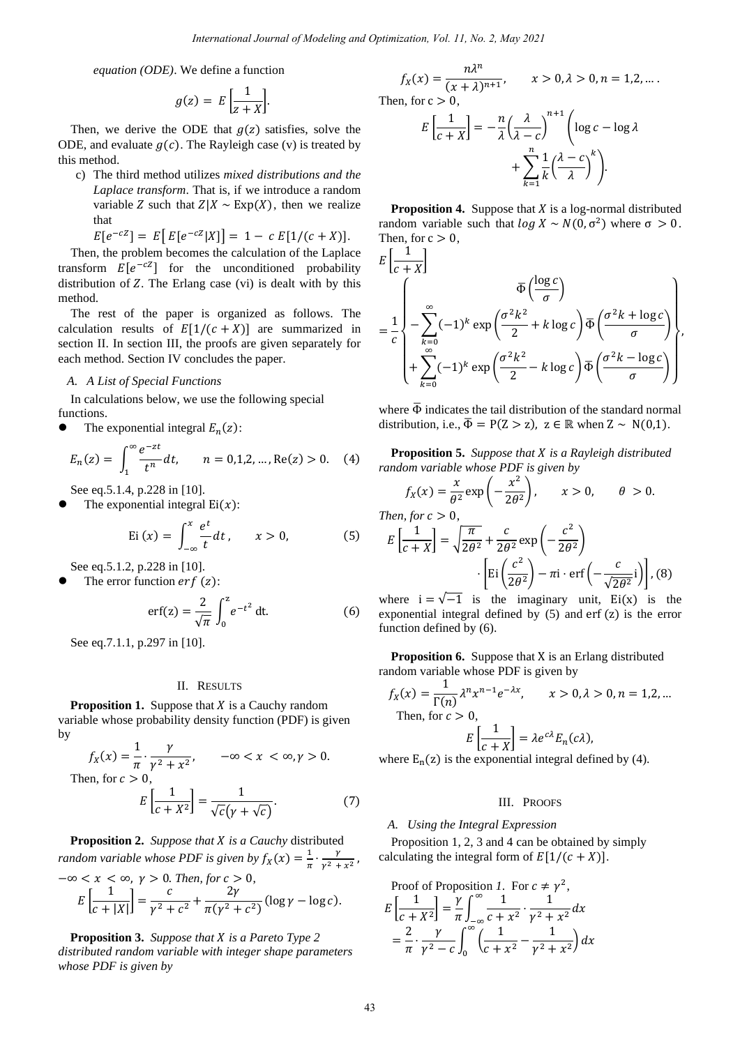*equation (ODE)*. We define a function

$$g(z) = E\left[\frac{1}{z+X}\right].$$

Then, we derive the ODE that $g(z)$ satisfies, solve the ODE, and evaluate $g(c)$. The Rayleigh case (v) is treated by this method.

c) The third method utilizes *mixed distributions and the Laplace transform*. That is, if we introduce a random variable $Z$ such that $Z|X \sim \mathrm{Exp}(X)$, then we realize that

$$E[e^{-cZ}] = E\left[E[e^{-cZ}|X]\right] = 1 - c\,E[1/(c+X)].$$

Then, the problem becomes the calculation of the Laplace transform $E[e^{-cZ}]$ for the unconditioned probability distribution of $Z$. The Erlang case (vi) is dealt with by this method.

The rest of the paper is organized as follows. The calculation results of $E[1/(c+X)]$ are summarized in section II. In section III, the proofs are given separately for each method. Section IV concludes the paper.

### A. A List of Special Functions

In calculations below, we use the following special functions.

- The exponential integral $E_n(z)$:

$$E_n(z) = \int_1^\infty \frac{e^{-zt}}{t^n}dt, \qquad n = 0,1,2,\ldots, \mathrm{Re}(z) > 0. \quad (4)$$

See eq.5.1.4, p.228 in [10].

- The exponential integral $\mathrm{Ei}(x)$:

$$\mathrm{Ei}\,(x) = \int_{-\infty}^{x} \frac{e^t}{t}dt\,, \qquad x > 0, \quad (5)$$

See eq.5.1.2, p.228 in [10].

- The error function $erf\,(z)$:

$$\mathrm{erf(z)} = \frac{2}{\sqrt{\pi}}\int_0^z e^{-t^2}\,\mathrm{dt}. \quad (6)$$

See eq.7.1.1, p.297 in [10].

## II. Results

**Proposition 1.** Suppose that $X$ is a Cauchy random variable whose probability density function (PDF) is given by

$$f_X(x) = \frac{1}{\pi}\cdot\frac{\gamma}{\gamma^2+x^2}, \qquad -\infty < x < \infty, \gamma > 0.$$

Then, for $c > 0$,

$$E\left[\frac{1}{c+X^2}\right] = \frac{1}{\sqrt{c}(\gamma+\sqrt{c})}. \quad (7)$$

**Proposition 2.** *Suppose that $X$ is a Cauchy* distributed *random variable whose PDF is given by $f_X(x) = \frac{1}{\pi}\cdot\frac{\gamma}{\gamma^2+x^2}$, $-\infty < x < \infty$, $\gamma > 0$. Then, for $c > 0$,*

$$E\left[\frac{1}{c+|X|}\right] = \frac{c}{\gamma^2+c^2} + \frac{2\gamma}{\pi(\gamma^2+c^2)}(\log\gamma - \log c).$$

**Proposition 3.** *Suppose that $X$ is a Pareto Type 2 distributed random variable with integer shape parameters whose PDF is given by*

$$f_X(x) = \frac{n\lambda^n}{(x+\lambda)^{n+1}}, \qquad x > 0, \lambda > 0, n = 1,2,\ldots.$$

Then, for $c > 0$,

$$E\left[\frac{1}{c+X}\right] = -\frac{n}{\lambda}\left(\frac{\lambda}{\lambda-c}\right)^{n+1}\left(\log c - \log\lambda + \sum_{k=1}^{n}\frac{1}{k}\left(\frac{\lambda-c}{\lambda}\right)^k\right).$$

**Proposition 4.** Suppose that $X$ is a log-normal distributed random variable such that $log\,X \sim N(0,\sigma^2)$ where $\sigma > 0$. Then, for $c > 0$,

$$E\left[\frac{1}{c+X}\right] = \frac{1}{c}\left\{\begin{array}{c}\bar{\Phi}\left(\dfrac{\log c}{\sigma}\right) \\ -\displaystyle\sum_{k=0}^{\infty}(-1)^k\exp\left(\frac{\sigma^2k^2}{2}+k\log c\right)\bar{\Phi}\left(\frac{\sigma^2k+\log c}{\sigma}\right) \\ +\displaystyle\sum_{k=0}^{\infty}(-1)^k\exp\left(\frac{\sigma^2k^2}{2}-k\log c\right)\bar{\Phi}\left(\frac{\sigma^2k-\log c}{\sigma}\right)\end{array}\right\},$$

where $\bar{\Phi}$ indicates the tail distribution of the standard normal distribution, i.e., $\bar{\Phi} = \mathrm{P(Z > z)},\ \mathrm{z} \in \mathbb{R}$ when $\mathrm{Z} \sim \mathrm{N(0,1)}$.

**Proposition 5.** *Suppose that $X$ is a Rayleigh distributed random variable whose PDF is given by*

$$f_X(x) = \frac{x}{\theta^2}\exp\left(-\frac{x^2}{2\theta^2}\right), \qquad x > 0, \qquad \theta > 0.$$

*Then, for $c > 0$,*

$$E\left[\frac{1}{c+X}\right] = \sqrt{\frac{\pi}{2\theta^2}} + \frac{c}{2\theta^2}\exp\left(-\frac{c^2}{2\theta^2}\right)\cdot\left[\mathrm{Ei}\left(\frac{c^2}{2\theta^2}\right) - \pi\mathrm{i}\cdot\mathrm{erf}\left(-\frac{c}{\sqrt{2\theta^2}}\mathrm{i}\right)\right], (8)$$

where $\mathrm{i} = \sqrt{-1}$ is the imaginary unit, $\mathrm{Ei(x)}$ is the exponential integral defined by (5) and $\mathrm{erf}\,(z)$ is the error function defined by (6).

**Proposition 6.** Suppose that X is an Erlang distributed random variable whose PDF is given by

$$f_X(x) = \frac{1}{\Gamma(n)}\lambda^n x^{n-1}e^{-\lambda x}, \qquad x > 0, \lambda > 0, n = 1,2,\ldots$$

Then, for $c > 0$,

$$E\left[\frac{1}{c+X}\right] = \lambda e^{c\lambda}E_n(c\lambda),$$

where $\mathrm{E_n(z)}$ is the exponential integral defined by (4).

## III. Proofs

### A. Using the Integral Expression

Proposition 1, 2, 3 and 4 can be obtained by simply calculating the integral form of $E[1/(c+X)]$.

Proof of Proposition *1*. For $c \neq \gamma^2$,

$$E\left[\frac{1}{c+X^2}\right] = \frac{\gamma}{\pi}\int_{-\infty}^{\infty}\frac{1}{c+x^2}\cdot\frac{1}{\gamma^2+x^2}dx$$
$$= \frac{2}{\pi}\cdot\frac{\gamma}{\gamma^2-c}\int_0^\infty\left(\frac{1}{c+x^2}-\frac{1}{\gamma^2+x^2}\right)dx$$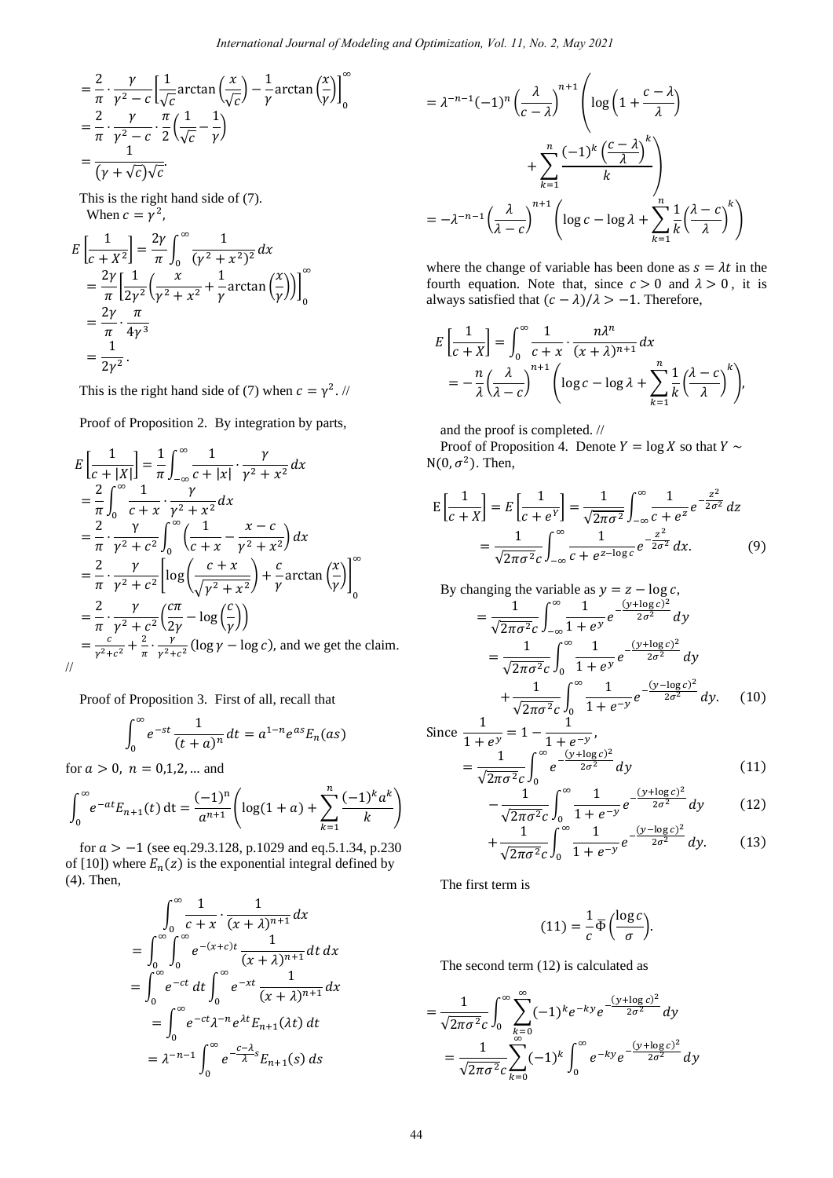$$= \frac{2}{\pi} \cdot \frac{\gamma}{\gamma^2 - c}\left[\frac{1}{\sqrt{c}}\arctan\left(\frac{x}{\sqrt{c}}\right) - \frac{1}{\gamma}\arctan\left(\frac{x}{\gamma}\right)\right]_0^\infty$$
$$= \frac{2}{\pi} \cdot \frac{\gamma}{\gamma^2 - c} \cdot \frac{\pi}{2}\left(\frac{1}{\sqrt{c}} - \frac{1}{\gamma}\right)$$
$$= \frac{1}{(\gamma + \sqrt{c})\sqrt{c}}.$$

This is the right hand side of (7).

When $c = \gamma^2$,

$$E\left[\frac{1}{c + X^2}\right] = \frac{2\gamma}{\pi}\int_0^\infty \frac{1}{(\gamma^2 + x^2)^2}dx$$
$$= \frac{2\gamma}{\pi}\left[\frac{1}{2\gamma^2}\left(\frac{x}{\gamma^2 + x^2} + \frac{1}{\gamma}\arctan\left(\frac{x}{\gamma}\right)\right)\right]_0^\infty$$
$$= \frac{2\gamma}{\pi} \cdot \frac{\pi}{4\gamma^3}$$
$$= \frac{1}{2\gamma^2}.$$

This is the right hand side of (7) when $c = \gamma^2$. //

Proof of Proposition 2. By integration by parts,

$$E\left[\frac{1}{c + |X|}\right] = \frac{1}{\pi}\int_{-\infty}^\infty \frac{1}{c + |x|} \cdot \frac{\gamma}{\gamma^2 + x^2}dx$$
$$= \frac{2}{\pi}\int_0^\infty \frac{1}{c + x} \cdot \frac{\gamma}{\gamma^2 + x^2}dx$$
$$= \frac{2}{\pi} \cdot \frac{\gamma}{\gamma^2 + c^2}\int_0^\infty \left(\frac{1}{c + x} - \frac{x - c}{\gamma^2 + x^2}\right)dx$$
$$= \frac{2}{\pi} \cdot \frac{\gamma}{\gamma^2 + c^2}\left[\log\left(\frac{c + x}{\sqrt{\gamma^2 + x^2}}\right) + \frac{c}{\gamma}\arctan\left(\frac{x}{\gamma}\right)\right]_0^\infty$$
$$= \frac{2}{\pi} \cdot \frac{\gamma}{\gamma^2 + c^2}\left(\frac{c\pi}{2\gamma} - \log\left(\frac{c}{\gamma}\right)\right)$$

$= \frac{c}{\gamma^2 + c^2} + \frac{2}{\pi} \cdot \frac{\gamma}{\gamma^2 + c^2}(\log\gamma - \log c)$, and we get the claim. //

Proof of Proposition 3. First of all, recall that

$$\int_0^\infty e^{-st}\frac{1}{(t + a)^n}dt = a^{1-n}e^{as}E_n(as)$$

for $a > 0,\ n = 0,1,2,\ldots$ and

$$\int_0^\infty e^{-at}E_{n+1}(t)\,\mathrm{d}t = \frac{(-1)^n}{a^{n+1}}\left(\log(1 + a) + \sum_{k=1}^n \frac{(-1)^k a^k}{k}\right)$$

for $a > -1$ (see eq.29.3.128, p.1029 and eq.5.1.34, p.230 of [10]) where $E_n(z)$ is the exponential integral defined by (4). Then,

$$\int_0^\infty \frac{1}{c + x} \cdot \frac{1}{(x + \lambda)^{n+1}}dx$$
$$= \int_0^\infty\int_0^\infty e^{-(x+c)t}\frac{1}{(x + \lambda)^{n+1}}dt\,dx$$
$$= \int_0^\infty e^{-ct}dt\int_0^\infty e^{-xt}\frac{1}{(x + \lambda)^{n+1}}dx$$
$$= \int_0^\infty e^{-ct}\lambda^{-n}e^{\lambda t}E_{n+1}(\lambda t)\,dt$$
$$= \lambda^{-n-1}\int_0^\infty e^{-\frac{c-\lambda}{\lambda}s}E_{n+1}(s)\,ds$$
$$= \lambda^{-n-1}(-1)^n\left(\frac{\lambda}{c - \lambda}\right)^{n+1}\left(\log\left(1 + \frac{c - \lambda}{\lambda}\right) + \sum_{k=1}^n \frac{(-1)^k\left(\frac{c-\lambda}{\lambda}\right)^k}{k}\right)$$
$$= -\lambda^{-n-1}\left(\frac{\lambda}{\lambda - c}\right)^{n+1}\left(\log c - \log\lambda + \sum_{k=1}^n \frac{1}{k}\left(\frac{\lambda - c}{\lambda}\right)^k\right)$$

where the change of variable has been done as $s = \lambda t$ in the fourth equation. Note that, since $c > 0$ and $\lambda > 0$, it is always satisfied that $(c - \lambda)/\lambda > -1$. Therefore,

$$E\left[\frac{1}{c + X}\right] = \int_0^\infty \frac{1}{c + x} \cdot \frac{n\lambda^n}{(x + \lambda)^{n+1}}dx$$
$$= -\frac{n}{\lambda}\left(\frac{\lambda}{\lambda - c}\right)^{n+1}\left(\log c - \log\lambda + \sum_{k=1}^n \frac{1}{k}\left(\frac{\lambda - c}{\lambda}\right)^k\right),$$

and the proof is completed. //

Proof of Proposition 4. Denote $Y = \log X$ so that $Y \sim \mathrm{N}(0, \sigma^2)$. Then,

$$\mathrm{E}\left[\frac{1}{c + X}\right] = E\left[\frac{1}{c + e^Y}\right] = \frac{1}{\sqrt{2\pi\sigma^2}}\int_{-\infty}^\infty \frac{1}{c + e^z}e^{-\frac{z^2}{2\sigma^2}}dz$$
$$= \frac{1}{\sqrt{2\pi\sigma^2}c}\int_{-\infty}^\infty \frac{1}{c + e^{z - \log c}}e^{-\frac{z^2}{2\sigma^2}}dx. \quad (9)$$

By changing the variable as $y = z - \log c$,

$$= \frac{1}{\sqrt{2\pi\sigma^2}c}\int_{-\infty}^\infty \frac{1}{1 + e^y}e^{-\frac{(y+\log c)^2}{2\sigma^2}}dy$$
$$= \frac{1}{\sqrt{2\pi\sigma^2}c}\int_0^\infty \frac{1}{1 + e^y}e^{-\frac{(y+\log c)^2}{2\sigma^2}}dy$$
$$+ \frac{1}{\sqrt{2\pi\sigma^2}c}\int_0^\infty \frac{1}{1 + e^{-y}}e^{-\frac{(y-\log c)^2}{2\sigma^2}}dy. \quad (10)$$

Since $\frac{1}{1 + e^y} = 1 - \frac{1}{1 + e^{-y}}$,

$$= \frac{1}{\sqrt{2\pi\sigma^2}c}\int_0^\infty e^{-\frac{(y+\log c)^2}{2\sigma^2}}dy \quad (11)$$
$$- \frac{1}{\sqrt{2\pi\sigma^2}c}\int_0^\infty \frac{1}{1 + e^{-y}}e^{-\frac{(y+\log c)^2}{2\sigma^2}}dy \quad (12)$$
$$+ \frac{1}{\sqrt{2\pi\sigma^2}c}\int_0^\infty \frac{1}{1 + e^{-y}}e^{-\frac{(y-\log c)^2}{2\sigma^2}}dy. \quad (13)$$

The first term is

$$(11) = \frac{1}{c}\bar{\Phi}\left(\frac{\log c}{\sigma}\right).$$

The second term (12) is calculated as

$$= \frac{1}{\sqrt{2\pi\sigma^2}c}\int_0^\infty \sum_{k=0}^\infty (-1)^k e^{-ky}e^{-\frac{(y+\log c)^2}{2\sigma^2}}dy$$
$$= \frac{1}{\sqrt{2\pi\sigma^2}c}\sum_{k=0}^\infty (-1)^k\int_0^\infty e^{-ky}e^{-\frac{(y+\log c)^2}{2\sigma^2}}dy$$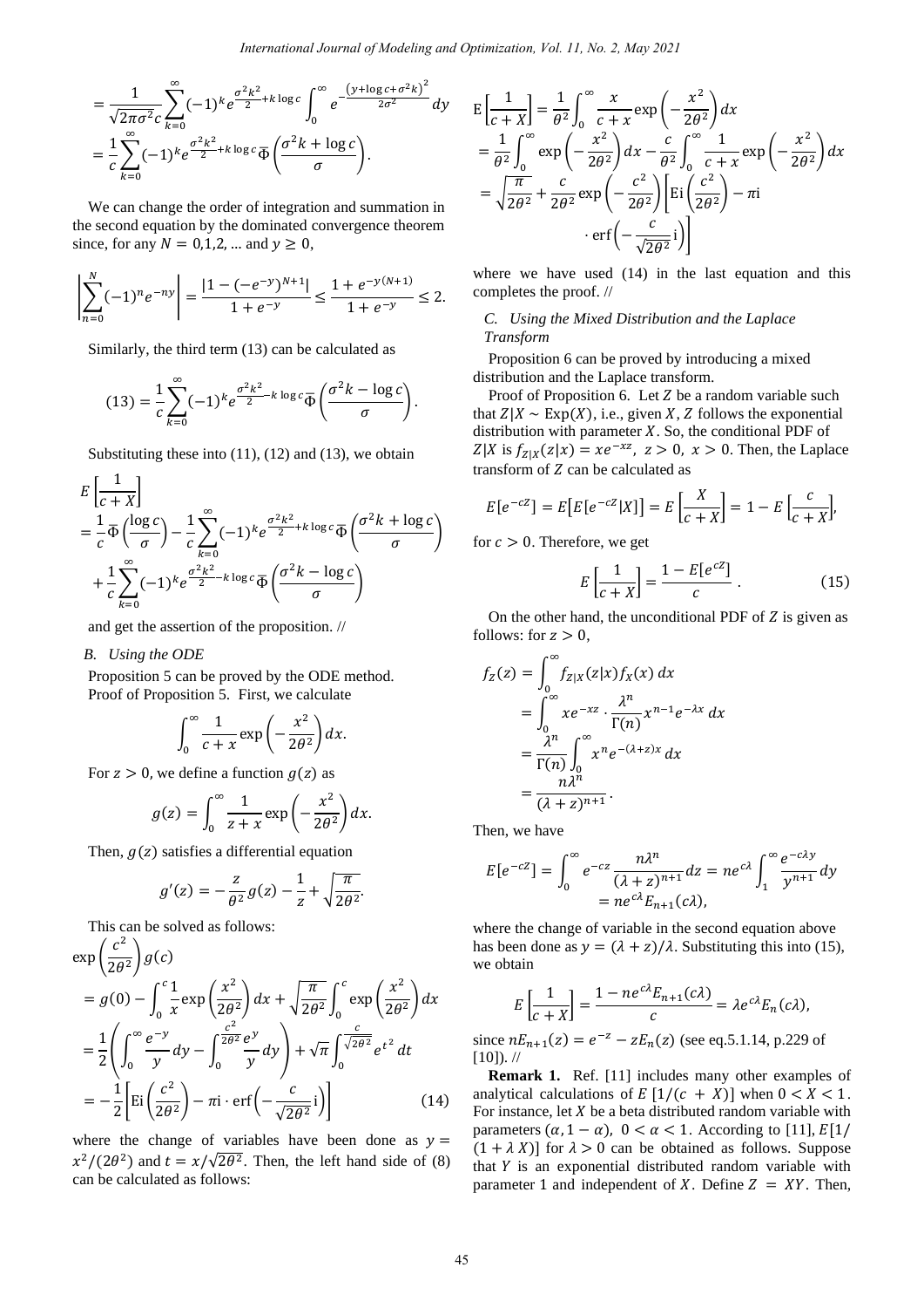$$
\begin{aligned}
&= \frac{1}{\sqrt{2\pi\sigma^2}c}\sum_{k=0}^{\infty}(-1)^k e^{\frac{\sigma^2 k^2}{2}+k\log c}\int_0^{\infty} e^{-\frac{(y+\log c+\sigma^2 k)^2}{2\sigma^2}}dy \\
&= \frac{1}{c}\sum_{k=0}^{\infty}(-1)^k e^{\frac{\sigma^2 k^2}{2}+k\log c}\overline{\Phi}\left(\frac{\sigma^2 k+\log c}{\sigma}\right).
\end{aligned}
$$

We can change the order of integration and summation in the second equation by the dominated convergence theorem since, for any $N = 0,1,2,\ldots$ and $y \geq 0$,

$$
\left|\sum_{n=0}^{N}(-1)^n e^{-ny}\right| = \frac{|1-(-e^{-y})^{N+1}|}{1+e^{-y}} \leq \frac{1+e^{-y(N+1)}}{1+e^{-y}} \leq 2.
$$

Similarly, the third term (13) can be calculated as

$$
(13) = \frac{1}{c}\sum_{k=0}^{\infty}(-1)^k e^{\frac{\sigma^2 k^2}{2}-k\log c}\overline{\Phi}\left(\frac{\sigma^2 k-\log c}{\sigma}\right).
$$

Substituting these into (11), (12) and (13), we obtain

$$
\begin{aligned}
&E\left[\frac{1}{c+X}\right] \\
&= \frac{1}{c}\overline{\Phi}\left(\frac{\log c}{\sigma}\right) - \frac{1}{c}\sum_{k=0}^{\infty}(-1)^k e^{\frac{\sigma^2 k^2}{2}+k\log c}\overline{\Phi}\left(\frac{\sigma^2 k+\log c}{\sigma}\right) \\
&\quad + \frac{1}{c}\sum_{k=0}^{\infty}(-1)^k e^{\frac{\sigma^2 k^2}{2}-k\log c}\overline{\Phi}\left(\frac{\sigma^2 k-\log c}{\sigma}\right)
\end{aligned}
$$

and get the assertion of the proposition. //

### B. Using the ODE

Proposition 5 can be proved by the ODE method.

Proof of Proposition 5. First, we calculate

$$
\int_0^{\infty}\frac{1}{c+x}\exp\left(-\frac{x^2}{2\theta^2}\right)dx.
$$

For $z > 0$, we define a function $g(z)$ as

$$
g(z) = \int_0^{\infty}\frac{1}{z+x}\exp\left(-\frac{x^2}{2\theta^2}\right)dx.
$$

Then, $g(z)$ satisfies a differential equation

$$
g'(z) = -\frac{z}{\theta^2}g(z) - \frac{1}{z} + \sqrt{\frac{\pi}{2\theta^2}}.
$$

This can be solved as follows:

$$
\begin{aligned}
&\exp\left(\frac{c^2}{2\theta^2}\right)g(c) \\
&= g(0) - \int_0^c \frac{1}{x}\exp\left(\frac{x^2}{2\theta^2}\right)dx + \sqrt{\frac{\pi}{2\theta^2}}\int_0^c \exp\left(\frac{x^2}{2\theta^2}\right)dx \\
&= \frac{1}{2}\left(\int_0^{\infty}\frac{e^{-y}}{y}dy - \int_0^{\frac{c^2}{2\theta^2}}\frac{e^y}{y}dy\right) + \sqrt{\pi}\int_0^{\frac{c}{\sqrt{2\theta^2}}}e^{t^2}dt \\
&= -\frac{1}{2}\left[\mathrm{Ei}\left(\frac{c^2}{2\theta^2}\right) - \pi\mathrm{i}\cdot\mathrm{erf}\left(-\frac{c}{\sqrt{2\theta^2}}\mathrm{i}\right)\right] \qquad (14)
\end{aligned}
$$

where the change of variables have been done as $y = x^2/(2\theta^2)$ and $t = x/\sqrt{2\theta^2}$. Then, the left hand side of (8) can be calculated as follows:

$$
\begin{aligned}
&\mathrm{E}\left[\frac{1}{c+X}\right] = \frac{1}{\theta^2}\int_0^{\infty}\frac{x}{c+x}\exp\left(-\frac{x^2}{2\theta^2}\right)dx \\
&= \frac{1}{\theta^2}\int_0^{\infty}\exp\left(-\frac{x^2}{2\theta^2}\right)dx - \frac{c}{\theta^2}\int_0^{\infty}\frac{1}{c+x}\exp\left(-\frac{x^2}{2\theta^2}\right)dx \\
&= \sqrt{\frac{\pi}{2\theta^2}} + \frac{c}{2\theta^2}\exp\left(-\frac{c^2}{2\theta^2}\right)\left[\mathrm{Ei}\left(\frac{c^2}{2\theta^2}\right) - \pi\mathrm{i}\right. \\
&\qquad \left.\cdot\,\mathrm{erf}\left(-\frac{c}{\sqrt{2\theta^2}}\mathrm{i}\right)\right]
\end{aligned}
$$

where we have used (14) in the last equation and this completes the proof. //

### C. Using the Mixed Distribution and the Laplace Transform

Proposition 6 can be proved by introducing a mixed distribution and the Laplace transform.

Proof of Proposition 6. Let $Z$ be a random variable such that $Z|X \sim \mathrm{Exp}(X)$, i.e., given $X$, $Z$ follows the exponential distribution with parameter $X$. So, the conditional PDF of $Z|X$ is $f_{Z|X}(z|x) = xe^{-xz},\ z > 0,\ x > 0$. Then, the Laplace transform of $Z$ can be calculated as

$$
E[e^{-cZ}] = E\big[E[e^{-cZ}|X]\big] = E\left[\frac{X}{c+X}\right] = 1 - E\left[\frac{c}{c+X}\right],
$$

for $c > 0$. Therefore, we get

$$
E\left[\frac{1}{c+X}\right] = \frac{1-E[e^{cZ}]}{c}\,. \qquad (15)
$$

On the other hand, the unconditional PDF of $Z$ is given as follows: for $z > 0$,

$$
\begin{aligned}
f_Z(z) &= \int_0^{\infty} f_{Z|X}(z|x)f_X(x)\,dx \\
&= \int_0^{\infty} xe^{-xz}\cdot\frac{\lambda^n}{\Gamma(n)}x^{n-1}e^{-\lambda x}\,dx \\
&= \frac{\lambda^n}{\Gamma(n)}\int_0^{\infty} x^n e^{-(\lambda+z)x}\,dx \\
&= \frac{n\lambda^n}{(\lambda+z)^{n+1}}.
\end{aligned}
$$

Then, we have

$$
\begin{aligned}
E[e^{-cZ}] &= \int_0^{\infty} e^{-cz}\frac{n\lambda^n}{(\lambda+z)^{n+1}}dz = ne^{c\lambda}\int_1^{\infty}\frac{e^{-c\lambda y}}{y^{n+1}}dy \\
&= ne^{c\lambda}E_{n+1}(c\lambda),
\end{aligned}
$$

where the change of variable in the second equation above has been done as $y = (\lambda+z)/\lambda$. Substituting this into (15), we obtain

$$
E\left[\frac{1}{c+X}\right] = \frac{1-ne^{c\lambda}E_{n+1}(c\lambda)}{c} = \lambda e^{c\lambda}E_n(c\lambda),
$$

since $nE_{n+1}(z) = e^{-z} - zE_n(z)$ (see eq.5.1.14, p.229 of [10]). //

**Remark 1.** Ref. [11] includes many other examples of analytical calculations of $E\,[1/(c+X)]$ when $0 < X < 1$. For instance, let $X$ be a beta distributed random variable with parameters $(\alpha, 1-\alpha)$, $0 < \alpha < 1$. According to [11], $E[1/(1+\lambda X)]$ for $\lambda > 0$ can be obtained as follows. Suppose that $Y$ is an exponential distributed random variable with parameter 1 and independent of $X$. Define $Z = XY$. Then,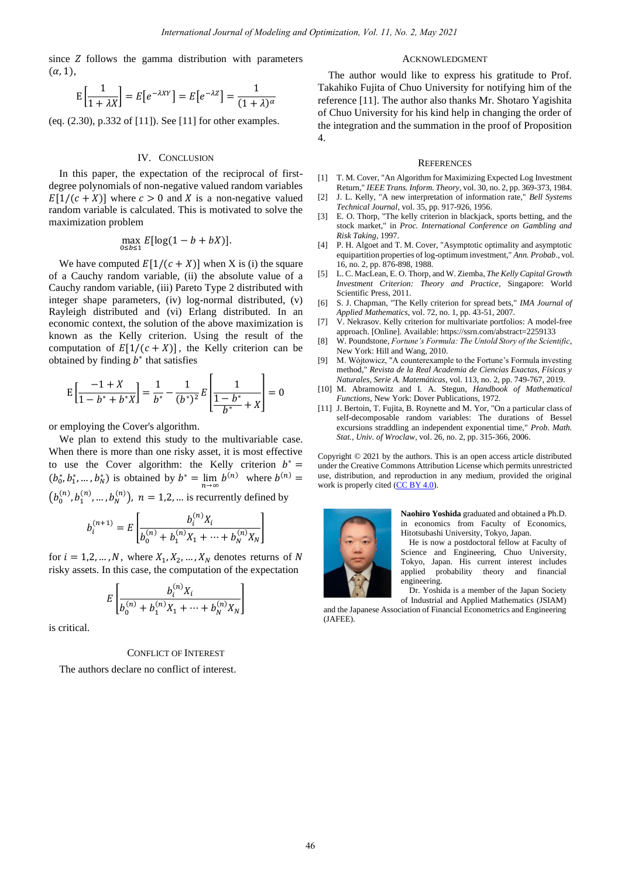since $Z$ follows the gamma distribution with parameters $(\alpha, 1)$,

$$\mathrm{E}\left[\frac{1}{1+\lambda X}\right] = E\left[e^{-\lambda XY}\right] = E\left[e^{-\lambda Z}\right] = \frac{1}{(1+\lambda)^{\alpha}}$$

(eq. (2.30), p.332 of [11]). See [11] for other examples.

## IV. Conclusion

In this paper, the expectation of the reciprocal of first-degree polynomials of non-negative valued random variables $E[1/(c+X)]$ where $c > 0$ and $X$ is a non-negative valued random variable is calculated. This is motivated to solve the maximization problem

$$\max_{0 \le b \le 1} E[\log(1 - b + bX)].$$

We have computed $E[1/(c+X)]$ when X is (i) the square of a Cauchy random variable, (ii) the absolute value of a Cauchy random variable, (iii) Pareto Type 2 distributed with integer shape parameters, (iv) log-normal distributed, (v) Rayleigh distributed and (vi) Erlang distributed. In an economic context, the solution of the above maximization is known as the Kelly criterion. Using the result of the computation of $E[1/(c+X)]$, the Kelly criterion can be obtained by finding $b^*$ that satisfies

$$\mathrm{E}\left[\frac{-1+X}{1-b^*+b^*X}\right] = \frac{1}{b^*} - \frac{1}{(b^*)^2} E\left[\frac{1}{\frac{1-b^*}{b^*}+X}\right] = 0$$

or employing the Cover's algorithm.

We plan to extend this study to the multivariable case. When there is more than one risky asset, it is most effective to use the Cover algorithm: the Kelly criterion $b^* = (b_0^*, b_1^*, \ldots, b_N^*)$ is obtained by $b^* = \lim_{n\to\infty} b^{(n)}$ where $b^{(n)} = \left(b_0^{(n)}, b_1^{(n)}, \ldots, b_N^{(n)}\right)$, $n = 1,2,\ldots$ is recurrently defined by

$$b_i^{(n+1)} = E\left[\frac{b_i^{(n)} X_i}{b_0^{(n)} + b_1^{(n)} X_1 + \cdots + b_N^{(n)} X_N}\right]$$

for $i = 1,2,\ldots,N$, where $X_1, X_2, \ldots, X_N$ denotes returns of $N$ risky assets. In this case, the computation of the expectation

$$E\left[\frac{b_i^{(n)} X_i}{b_0^{(n)} + b_1^{(n)} X_1 + \cdots + b_N^{(n)} X_N}\right]$$

is critical.

## Conflict of Interest

The authors declare no conflict of interest.

## Acknowledgment

The author would like to express his gratitude to Prof. Takahiko Fujita of Chuo University for notifying him of the reference [11]. The author also thanks Mr. Shotaro Yagishita of Chuo University for his kind help in changing the order of the integration and the summation in the proof of Proposition 4.

## References

[1] T. M. Cover, "An Algorithm for Maximizing Expected Log Investment Return," *IEEE Trans. Inform. Theory*, vol. 30, no. 2, pp. 369-373, 1984.

[2] J. L. Kelly, "A new interpretation of information rate," *Bell Systems Technical Journal*, vol. 35, pp. 917-926, 1956.

[3] E. O. Thorp, "The kelly criterion in blackjack, sports betting, and the stock market," in *Proc. International Conference on Gambling and Risk Taking*, 1997.

[4] P. H. Algoet and T. M. Cover, "Asymptotic optimality and asymptotic equipartition properties of log-optimum investment," *Ann. Probab.*, vol. 16, no. 2, pp. 876-898, 1988.

[5] L. C. MacLean, E. O. Thorp, and W. Ziemba, *The Kelly Capital Growth Investment Criterion: Theory and Practice*, Singapore: World Scientific Press, 2011.

[6] S. J. Chapman, "The Kelly criterion for spread bets," *IMA Journal of Applied Mathematics*, vol. 72, no. 1, pp. 43-51, 2007.

[7] V. Nekrasov. Kelly criterion for multivariate portfolios: A model-free approach. [Online]. Available: https://ssrn.com/abstract=2259133

[8] W. Poundstone, *Fortune's Formula: The Untold Story of the Scientific*, New York: Hill and Wang, 2010.

[9] M. Wójtowicz, "A counterexample to the Fortune's Formula investing method," *Revista de la Real Academia de Ciencias Exactas, Físicas y Naturales, Serie A. Matemáticas*, vol. 113, no. 2, pp. 749-767, 2019.

[10] M. Abramowitz and I. A. Stegun, *Handbook of Mathematical Functions*, New York: Dover Publications, 1972.

[11] J. Bertoin, T. Fujita, B. Roynette and M. Yor, "On a particular class of self-decomposable random variables: The durations of Bessel excursions straddling an independent exponential time," *Prob. Math. Stat., Univ. of Wroclaw*, vol. 26, no. 2, pp. 315-366, 2006.

Copyright © 2021 by the authors. This is an open access article distributed under the Creative Commons Attribution License which permits unrestricted use, distribution, and reproduction in any medium, provided the original work is properly cited (CC BY 4.0).

**Naohiro Yoshida** graduated and obtained a Ph.D. in economics from Faculty of Economics, Hitotsubashi University, Tokyo, Japan.

He is now a postdoctoral fellow at Faculty of Science and Engineering, Chuo University, Tokyo, Japan. His current interest includes applied probability theory and financial engineering.

Dr. Yoshida is a member of the Japan Society of Industrial and Applied Mathematics (JSIAM) and the Japanese Association of Financial Econometrics and Engineering (JAFEE).